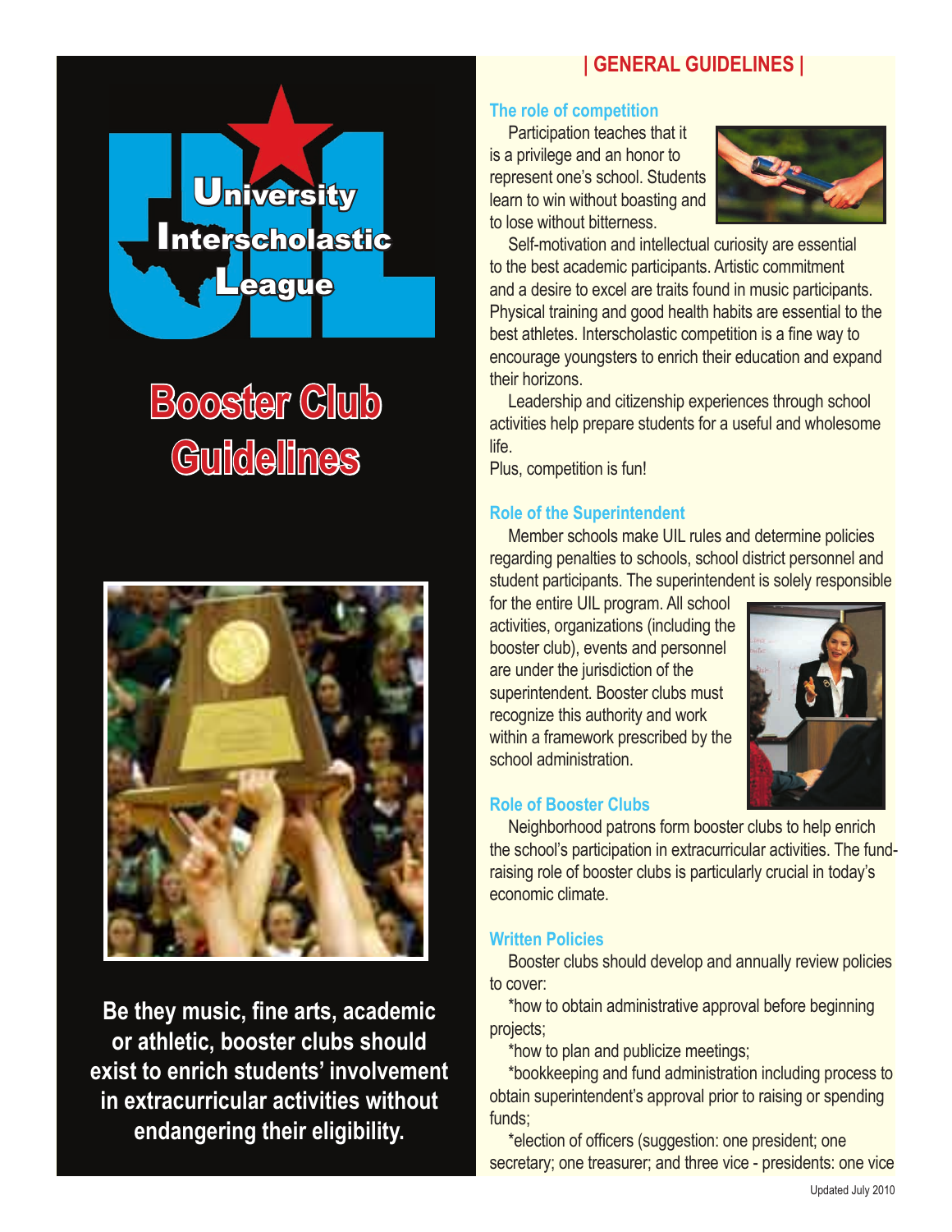University Interscholastic League

# Booster Club Guidelines

**Be they music, fine arts, academic or athletic, booster clubs should exist to enrich students' involvement in extracurricular activities without endangering their eligibility.**

## | GENERAL GUIDELINES |

### The role of competition

Participation teaches that it is a privilege and an honor to represent one's school. Students learn to win without boasting and to lose without bitterness.

Self-motivation and intellectual curiosity are essential to the best academic participants. Artistic commitment and a desire to excel are traits found in music participants. Physical training and good health habits are essential to the best athletes. Interscholastic competition is a fine way to encourage youngsters to enrich their education and expand their horizons.

Leadership and citizenship experiences through school activities help prepare students for a useful and wholesome life.

Plus, competition is fun!

### Role of the Superintendent

Member schools make UIL rules and determine policies regarding penalties to schools, school district personnel and student participants. The superintendent is solely responsible for the entire UIL program. All school activities, organizations (including the booster club), events and personnel are under the jurisdiction of the superintendent. Booster clubs must recognize this authority and work within a framework prescribed by the school administration.

### Role of Booster Clubs

Neighborhood patrons form booster clubs to help enrich the school's participation in extracurricular activities. The fund-raising role of booster clubs is particularly crucial in today's economic climate.

### Written Policies

Booster clubs should develop and annually review policies to cover:

*how to obtain administrative approval before beginning projects;

*how to plan and publicize meetings;

*bookkeeping and fund administration including process to obtain superintendent's approval prior to raising or spending funds;

*election of officers (suggestion: one president; one secretary; one treasurer; and three vice - presidents: one vice

Updated July 2010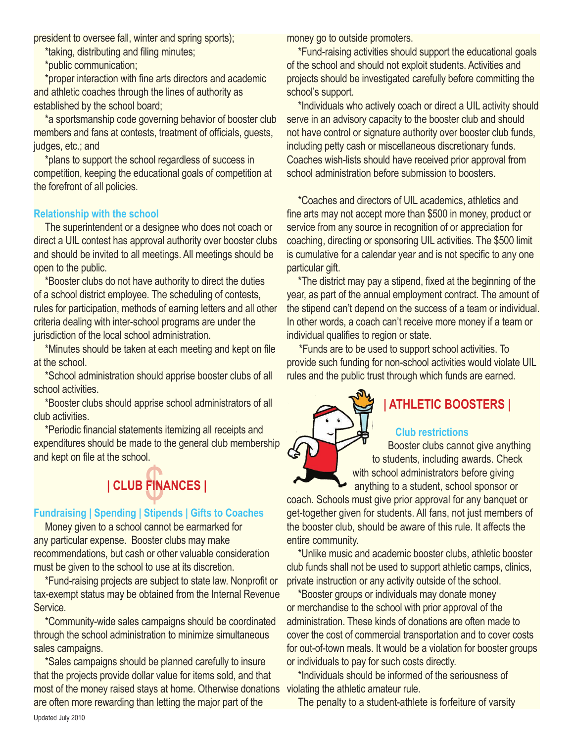president to oversee fall, winter and spring sports);

*taking, distributing and filing minutes;

*public communication;

*proper interaction with fine arts directors and academic and athletic coaches through the lines of authority as established by the school board;

*a sportsmanship code governing behavior of booster club members and fans at contests, treatment of officials, guests, judges, etc.; and

*plans to support the school regardless of success in competition, keeping the educational goals of competition at the forefront of all policies.

### Relationship with the school

The superintendent or a designee who does not coach or direct a UIL contest has approval authority over booster clubs and should be invited to all meetings. All meetings should be open to the public.

*Booster clubs do not have authority to direct the duties of a school district employee. The scheduling of contests, rules for participation, methods of earning letters and all other criteria dealing with inter-school programs are under the jurisdiction of the local school administration.

*Minutes should be taken at each meeting and kept on file at the school.

*School administration should apprise booster clubs of all school activities.

*Booster clubs should apprise school administrators of all club activities.

*Periodic financial statements itemizing all receipts and expenditures should be made to the general club membership and kept on file at the school.

## | CLUB FINANCES |

### Fundraising | Spending | Stipends | Gifts to Coaches

Money given to a school cannot be earmarked for any particular expense. Booster clubs may make recommendations, but cash or other valuable consideration must be given to the school to use at its discretion.

*Fund-raising projects are subject to state law. Nonprofit or tax-exempt status may be obtained from the Internal Revenue Service.

*Community-wide sales campaigns should be coordinated through the school administration to minimize simultaneous sales campaigns.

*Sales campaigns should be planned carefully to insure that the projects provide dollar value for items sold, and that most of the money raised stays at home. Otherwise donations are often more rewarding than letting the major part of the money go to outside promoters.

*Fund-raising activities should support the educational goals of the school and should not exploit students. Activities and projects should be investigated carefully before committing the school's support.

*Individuals who actively coach or direct a UIL activity should serve in an advisory capacity to the booster club and should not have control or signature authority over booster club funds, including petty cash or miscellaneous discretionary funds. Coaches wish-lists should have received prior approval from school administration before submission to boosters.

*Coaches and directors of UIL academics, athletics and fine arts may not accept more than $500 in money, product or service from any source in recognition of or appreciation for coaching, directing or sponsoring UIL activities. The $500 limit is cumulative for a calendar year and is not specific to any one particular gift.

*The district may pay a stipend, fixed at the beginning of the year, as part of the annual employment contract. The amount of the stipend can't depend on the success of a team or individual. In other words, a coach can't receive more money if a team or individual qualifies to region or state.

*Funds are to be used to support school activities. To provide such funding for non-school activities would violate UIL rules and the public trust through which funds are earned.

## | ATHLETIC BOOSTERS |

### Club restrictions

Booster clubs cannot give anything to students, including awards. Check with school administrators before giving anything to a student, school sponsor or coach. Schools must give prior approval for any banquet or get-together given for students. All fans, not just members of the booster club, should be aware of this rule. It affects the entire community.

*Unlike music and academic booster clubs, athletic booster club funds shall not be used to support athletic camps, clinics, private instruction or any activity outside of the school.

*Booster groups or individuals may donate money or merchandise to the school with prior approval of the administration. These kinds of donations are often made to cover the cost of commercial transportation and to cover costs for out-of-town meals. It would be a violation for booster groups or individuals to pay for such costs directly.

*Individuals should be informed of the seriousness of violating the athletic amateur rule.

The penalty to a student-athlete is forfeiture of varsity

Updated July 2010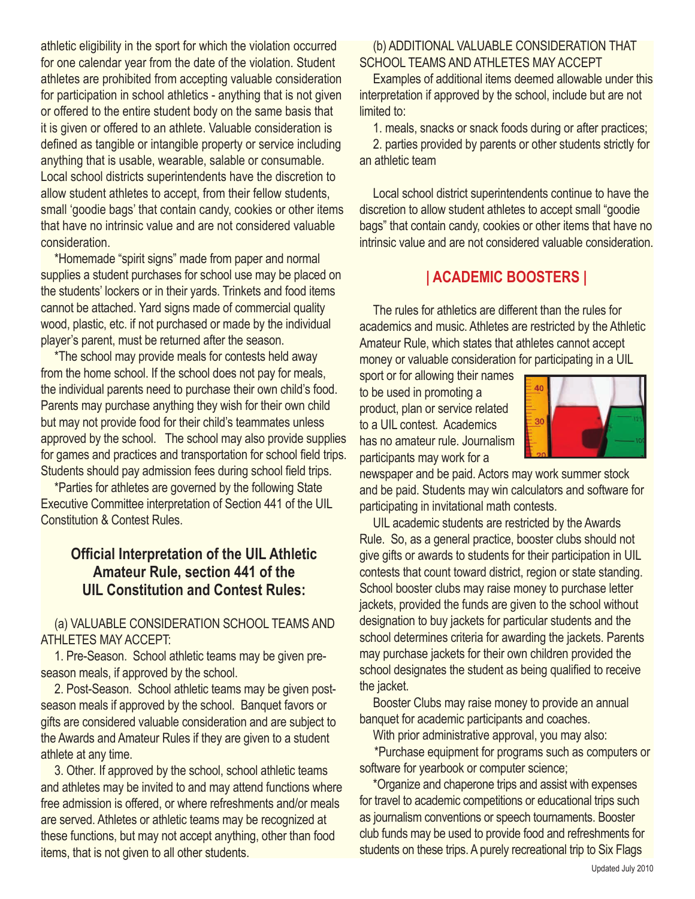athletic eligibility in the sport for which the violation occurred for one calendar year from the date of the violation. Student athletes are prohibited from accepting valuable consideration for participation in school athletics - anything that is not given or offered to the entire student body on the same basis that it is given or offered to an athlete. Valuable consideration is defined as tangible or intangible property or service including anything that is usable, wearable, salable or consumable. Local school districts superintendents have the discretion to allow student athletes to accept, from their fellow students, small 'goodie bags' that contain candy, cookies or other items that have no intrinsic value and are not considered valuable consideration.

*Homemade "spirit signs" made from paper and normal supplies a student purchases for school use may be placed on the students' lockers or in their yards. Trinkets and food items cannot be attached. Yard signs made of commercial quality wood, plastic, etc. if not purchased or made by the individual player's parent, must be returned after the season.

*The school may provide meals for contests held away from the home school. If the school does not pay for meals, the individual parents need to purchase their own child's food. Parents may purchase anything they wish for their own child but may not provide food for their child's teammates unless approved by the school. The school may also provide supplies for games and practices and transportation for school field trips. Students should pay admission fees during school field trips.

*Parties for athletes are governed by the following State Executive Committee interpretation of Section 441 of the UIL Constitution & Contest Rules.

### Official Interpretation of the UIL Athletic Amateur Rule, section 441 of the UIL Constitution and Contest Rules:

(a) VALUABLE CONSIDERATION SCHOOL TEAMS AND ATHLETES MAY ACCEPT:

1. Pre-Season. School athletic teams may be given pre-season meals, if approved by the school.
2. Post-Season. School athletic teams may be given post-season meals if approved by the school. Banquet favors or gifts are considered valuable consideration and are subject to the Awards and Amateur Rules if they are given to a student athlete at any time.
3. Other. If approved by the school, school athletic teams and athletes may be invited to and may attend functions where free admission is offered, or where refreshments and/or meals are served. Athletes or athletic teams may be recognized at these functions, but may not accept anything, other than food items, that is not given to all other students.

(b) ADDITIONAL VALUABLE CONSIDERATION THAT SCHOOL TEAMS AND ATHLETES MAY ACCEPT

Examples of additional items deemed allowable under this interpretation if approved by the school, include but are not limited to:

1. meals, snacks or snack foods during or after practices;
2. parties provided by parents or other students strictly for an athletic team

Local school district superintendents continue to have the discretion to allow student athletes to accept small "goodie bags" that contain candy, cookies or other items that have no intrinsic value and are not considered valuable consideration.

## | ACADEMIC BOOSTERS |

The rules for athletics are different than the rules for academics and music. Athletes are restricted by the Athletic Amateur Rule, which states that athletes cannot accept money or valuable consideration for participating in a UIL sport or for allowing their names to be used in promoting a product, plan or service related to a UIL contest. Academics has no amateur rule. Journalism participants may work for a newspaper and be paid. Actors may work summer stock and be paid. Students may win calculators and software for participating in invitational math contests.

UIL academic students are restricted by the Awards Rule. So, as a general practice, booster clubs should not give gifts or awards to students for their participation in UIL contests that count toward district, region or state standing. School booster clubs may raise money to purchase letter jackets, provided the funds are given to the school without designation to buy jackets for particular students and the school determines criteria for awarding the jackets. Parents may purchase jackets for their own children provided the school designates the student as being qualified to receive the jacket.

Booster Clubs may raise money to provide an annual banquet for academic participants and coaches.

With prior administrative approval, you may also:

*Purchase equipment for programs such as computers or software for yearbook or computer science;

*Organize and chaperone trips and assist with expenses for travel to academic competitions or educational trips such as journalism conventions or speech tournaments. Booster club funds may be used to provide food and refreshments for students on these trips. A purely recreational trip to Six Flags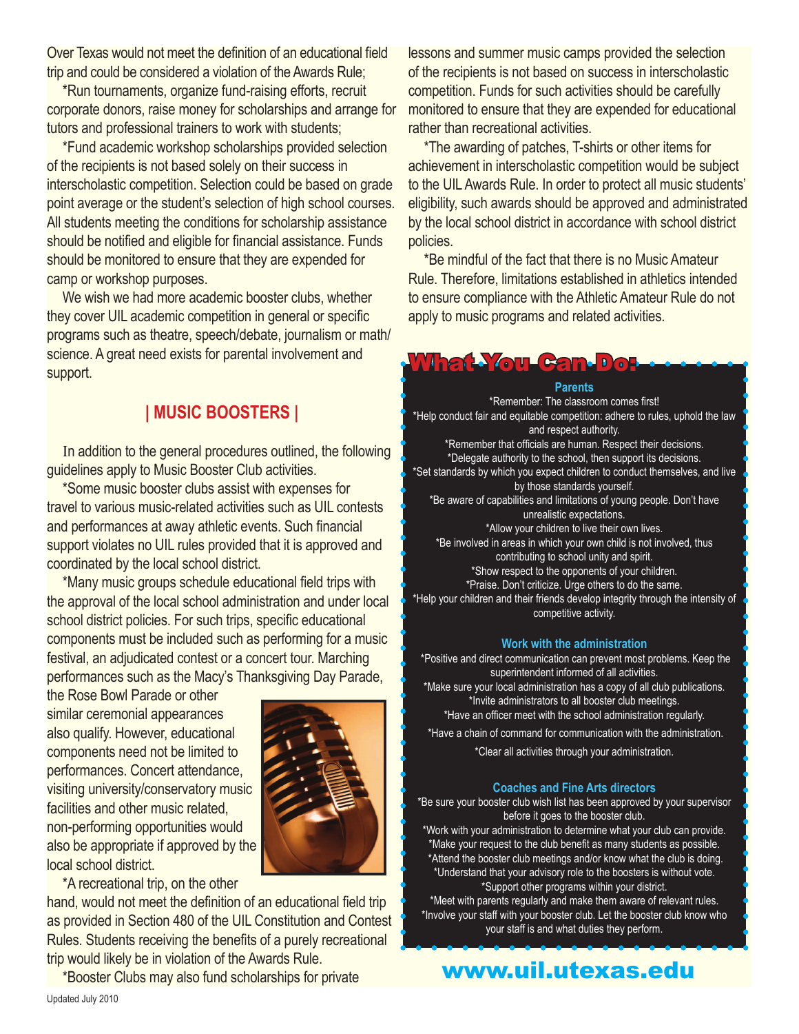Over Texas would not meet the definition of an educational field trip and could be considered a violation of the Awards Rule;

*Run tournaments, organize fund-raising efforts, recruit corporate donors, raise money for scholarships and arrange for tutors and professional trainers to work with students;

*Fund academic workshop scholarships provided selection of the recipients is not based solely on their success in interscholastic competition. Selection could be based on grade point average or the student's selection of high school courses. All students meeting the conditions for scholarship assistance should be notified and eligible for financial assistance. Funds should be monitored to ensure that they are expended for camp or workshop purposes.

We wish we had more academic booster clubs, whether they cover UIL academic competition in general or specific programs such as theatre, speech/debate, journalism or math/science. A great need exists for parental involvement and support.

## | MUSIC BOOSTERS |

In addition to the general procedures outlined, the following guidelines apply to Music Booster Club activities.

*Some music booster clubs assist with expenses for travel to various music-related activities such as UIL contests and performances at away athletic events. Such financial support violates no UIL rules provided that it is approved and coordinated by the local school district.

*Many music groups schedule educational field trips with the approval of the local school administration and under local school district policies. For such trips, specific educational components must be included such as performing for a music festival, an adjudicated contest or a concert tour. Marching performances such as the Macy's Thanksgiving Day Parade, the Rose Bowl Parade or other similar ceremonial appearances also qualify. However, educational components need not be limited to performances. Concert attendance, visiting university/conservatory music facilities and other music related, non-performing opportunities would also be appropriate if approved by the local school district.

*A recreational trip, on the other hand, would not meet the definition of an educational field trip as provided in Section 480 of the UIL Constitution and Contest Rules. Students receiving the benefits of a purely recreational trip would likely be in violation of the Awards Rule.

*Booster Clubs may also fund scholarships for private lessons and summer music camps provided the selection of the recipients is not based on success in interscholastic competition. Funds for such activities should be carefully monitored to ensure that they are expended for educational rather than recreational activities.

*The awarding of patches, T-shirts or other items for achievement in interscholastic competition would be subject to the UIL Awards Rule. In order to protect all music students' eligibility, such awards should be approved and administrated by the local school district in accordance with school district policies.

*Be mindful of the fact that there is no Music Amateur Rule. Therefore, limitations established in athletics intended to ensure compliance with the Athletic Amateur Rule do not apply to music programs and related activities.

## What You Can Do:

### Parents

*Remember: The classroom comes first!
*Help conduct fair and equitable competition: adhere to rules, uphold the law and respect authority.
*Remember that officials are human. Respect their decisions.
*Delegate authority to the school, then support its decisions.
*Set standards by which you expect children to conduct themselves, and live by those standards yourself.
*Be aware of capabilities and limitations of young people. Don't have unrealistic expectations.
*Allow your children to live their own lives.
*Be involved in areas in which your own child is not involved, thus contributing to school unity and spirit.
*Show respect to the opponents of your children.
*Praise. Don't criticize. Urge others to do the same.
*Help your children and their friends develop integrity through the intensity of competitive activity.

### Work with the administration

*Positive and direct communication can prevent most problems. Keep the superintendent informed of all activities.
*Make sure your local administration has a copy of all club publications.
*Invite administrators to all booster club meetings.
*Have an officer meet with the school administration regularly.
*Have a chain of command for communication with the administration.
*Clear all activities through your administration.

### Coaches and Fine Arts directors

*Be sure your booster club wish list has been approved by your supervisor before it goes to the booster club.
*Work with your administration to determine what your club can provide.
*Make your request to the club benefit as many students as possible.
*Attend the booster club meetings and/or know what the club is doing.
*Understand that your advisory role to the boosters is without vote.
*Support other programs within your district.
*Meet with parents regularly and make them aware of relevant rules.
*Involve your staff with your booster club. Let the booster club know who your staff is and what duties they perform.

**www.uil.utexas.edu**

Updated July 2010